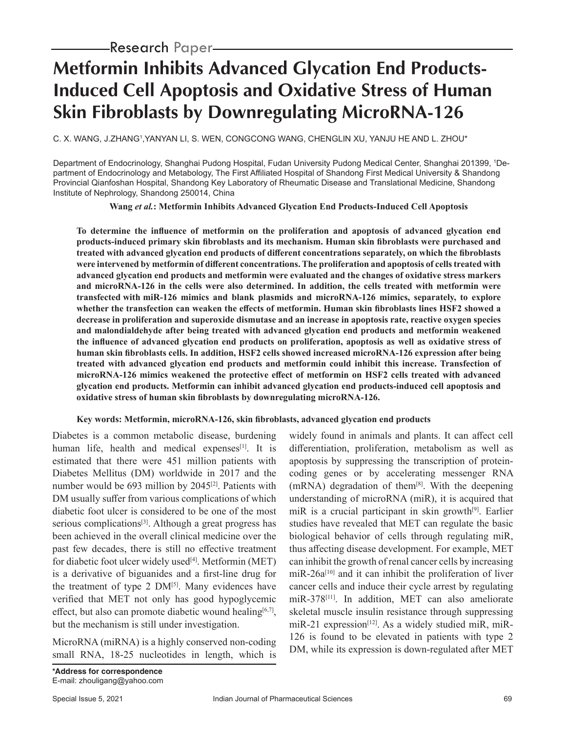Research Paper

# Metformin Inhibits Advanced Glycation End Products-Induced Cell Apoptosis and Oxidative Stress of Human Skin Fibroblasts by Downregulating MicroRNA-126

C. X. WANG, J.ZHANG[1],YANYAN LI, S. WEN, CONGCONG WANG, CHENGLIN XU, YANJU HE AND L. ZHOU*

Department of Endocrinology, Shanghai Pudong Hospital, Fudan University Pudong Medical Center, Shanghai 201399, [1]Department of Endocrinology and Metabology, The First Affiliated Hospital of Shandong First Medical University & Shandong Provincial Qianfoshan Hospital, Shandong Key Laboratory of Rheumatic Disease and Translational Medicine, Shandong Institute of Nephrology, Shandong 250014, China

**Wang *et al.*: Metformin Inhibits Advanced Glycation End Products-Induced Cell Apoptosis**

**To determine the influence of metformin on the proliferation and apoptosis of advanced glycation end products-induced primary skin fibroblasts and its mechanism. Human skin fibroblasts were purchased and treated with advanced glycation end products of different concentrations separately, on which the fibroblasts were intervened by metformin of different concentrations. The proliferation and apoptosis of cells treated with advanced glycation end products and metformin were evaluated and the changes of oxidative stress markers and microRNA-126 in the cells were also determined. In addition, the cells treated with metformin were transfected with miR-126 mimics and blank plasmids and microRNA-126 mimics, separately, to explore whether the transfection can weaken the effects of metformin. Human skin fibroblasts lines HSF2 showed a decrease in proliferation and superoxide dismutase and an increase in apoptosis rate, reactive oxygen species and malondialdehyde after being treated with advanced glycation end products and metformin weakened the influence of advanced glycation end products on proliferation, apoptosis as well as oxidative stress of human skin fibroblasts cells. In addition, HSF2 cells showed increased microRNA-126 expression after being treated with advanced glycation end products and metformin could inhibit this increase. Transfection of microRNA-126 mimics weakened the protective effect of metformin on HSF2 cells treated with advanced glycation end products. Metformin can inhibit advanced glycation end products-induced cell apoptosis and oxidative stress of human skin fibroblasts by downregulating microRNA-126.**

**Key words: Metformin, microRNA-126, skin fibroblasts, advanced glycation end products**

Diabetes is a common metabolic disease, burdening human life, health and medical expenses[1]. It is estimated that there were 451 million patients with Diabetes Mellitus (DM) worldwide in 2017 and the number would be 693 million by 2045[2]. Patients with DM usually suffer from various complications of which diabetic foot ulcer is considered to be one of the most serious complications[3]. Although a great progress has been achieved in the overall clinical medicine over the past few decades, there is still no effective treatment for diabetic foot ulcer widely used[4]. Metformin (MET) is a derivative of biguanides and a first-line drug for the treatment of type 2 DM[5]. Many evidences have verified that MET not only has good hypoglycemic effect, but also can promote diabetic wound healing[6,7], but the mechanism is still under investigation.

MicroRNA (miRNA) is a highly conserved non-coding small RNA, 18-25 nucleotides in length, which is widely found in animals and plants. It can affect cell differentiation, proliferation, metabolism as well as apoptosis by suppressing the transcription of protein-coding genes or by accelerating messenger RNA (mRNA) degradation of them[8]. With the deepening understanding of microRNA (miR), it is acquired that miR is a crucial participant in skin growth[9]. Earlier studies have revealed that MET can regulate the basic biological behavior of cells through regulating miR, thus affecting disease development. For example, MET can inhibit the growth of renal cancer cells by increasing miR-26a[10] and it can inhibit the proliferation of liver cancer cells and induce their cycle arrest by regulating miR-378[11]. In addition, MET can also ameliorate skeletal muscle insulin resistance through suppressing miR-21 expression[12]. As a widely studied miR, miR-126 is found to be elevated in patients with type 2 DM, while its expression is down-regulated after MET

**\*Address for correspondence**
E-mail: zhouligang@yahoo.com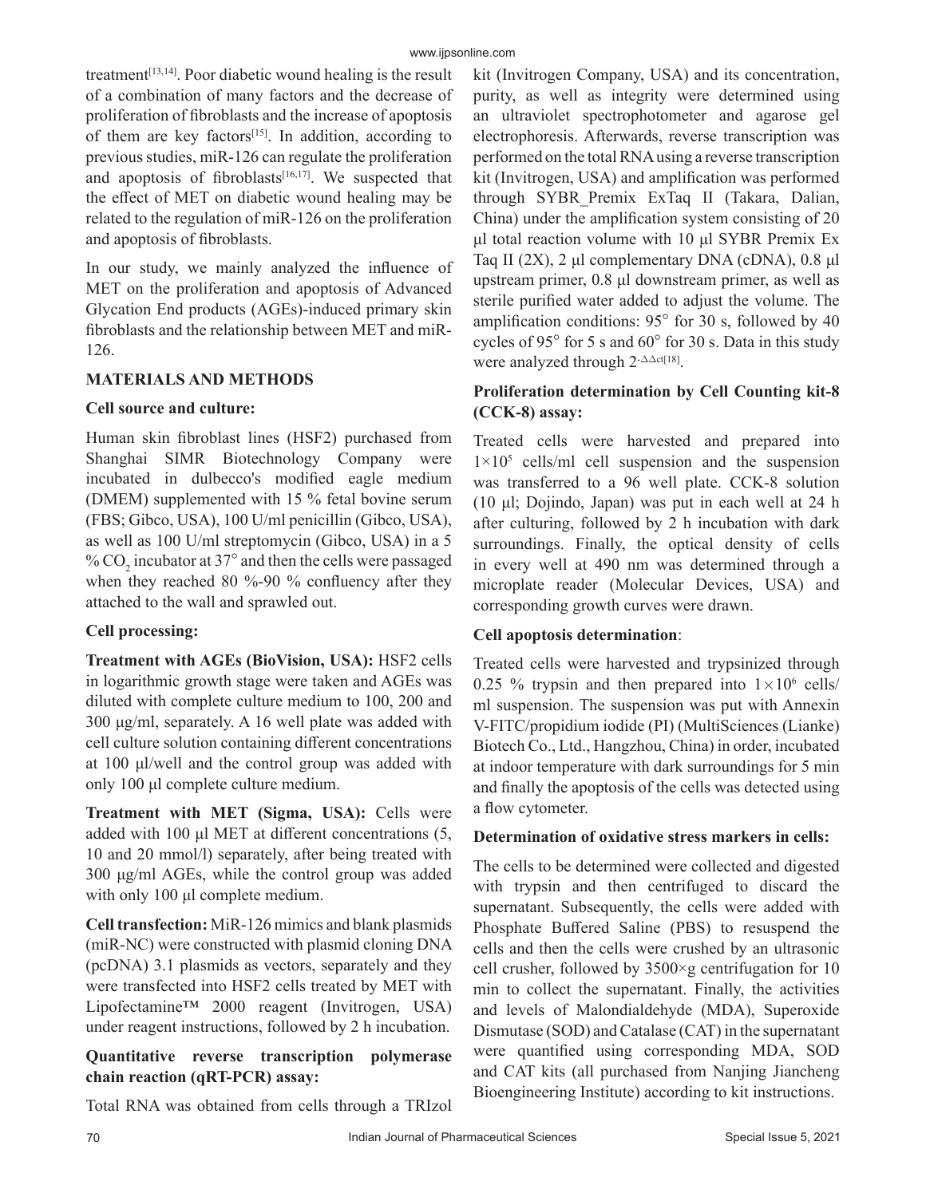treatment[13,14]. Poor diabetic wound healing is the result of a combination of many factors and the decrease of proliferation of fibroblasts and the increase of apoptosis of them are key factors[15]. In addition, according to previous studies, miR-126 can regulate the proliferation and apoptosis of fibroblasts[16,17]. We suspected that the effect of MET on diabetic wound healing may be related to the regulation of miR-126 on the proliferation and apoptosis of fibroblasts.

In our study, we mainly analyzed the influence of MET on the proliferation and apoptosis of Advanced Glycation End products (AGEs)-induced primary skin fibroblasts and the relationship between MET and miR-126.

## MATERIALS AND METHODS

### Cell source and culture:

Human skin fibroblast lines (HSF2) purchased from Shanghai SIMR Biotechnology Company were incubated in dulbecco's modified eagle medium (DMEM) supplemented with 15 % fetal bovine serum (FBS; Gibco, USA), 100 U/ml penicillin (Gibco, USA), as well as 100 U/ml streptomycin (Gibco, USA) in a 5 % $CO_2$ incubator at 37° and then the cells were passaged when they reached 80 %-90 % confluency after they attached to the wall and sprawled out.

### Cell processing:

**Treatment with AGEs (BioVision, USA):** HSF2 cells in logarithmic growth stage were taken and AGEs was diluted with complete culture medium to 100, 200 and 300 µg/ml, separately. A 16 well plate was added with cell culture solution containing different concentrations at 100 µl/well and the control group was added with only 100 µl complete culture medium.

**Treatment with MET (Sigma, USA):** Cells were added with 100 µl MET at different concentrations (5, 10 and 20 mmol/l) separately, after being treated with 300 µg/ml AGEs, while the control group was added with only 100 µl complete medium.

**Cell transfection:** MiR-126 mimics and blank plasmids (miR-NC) were constructed with plasmid cloning DNA (pcDNA) 3.1 plasmids as vectors, separately and they were transfected into HSF2 cells treated by MET with Lipofectamine™ 2000 reagent (Invitrogen, USA) under reagent instructions, followed by 2 h incubation.

### Quantitative reverse transcription polymerase chain reaction (qRT-PCR) assay:

Total RNA was obtained from cells through a TRIzol kit (Invitrogen Company, USA) and its concentration, purity, as well as integrity were determined using an ultraviolet spectrophotometer and agarose gel electrophoresis. Afterwards, reverse transcription was performed on the total RNA using a reverse transcription kit (Invitrogen, USA) and amplification was performed through SYBR_Premix ExTaq II (Takara, Dalian, China) under the amplification system consisting of 20 µl total reaction volume with 10 µl SYBR Premix Ex Taq II (2X), 2 µl complementary DNA (cDNA), 0.8 µl upstream primer, 0.8 µl downstream primer, as well as sterile purified water added to adjust the volume. The amplification conditions: 95° for 30 s, followed by 40 cycles of 95° for 5 s and 60° for 30 s. Data in this study were analyzed through $2^{-\Delta\Delta ct}$[18].

### Proliferation determination by Cell Counting kit-8 (CCK-8) assay:

Treated cells were harvested and prepared into $1\times10^5$ cells/ml cell suspension and the suspension was transferred to a 96 well plate. CCK-8 solution (10 µl; Dojindo, Japan) was put in each well at 24 h after culturing, followed by 2 h incubation with dark surroundings. Finally, the optical density of cells in every well at 490 nm was determined through a microplate reader (Molecular Devices, USA) and corresponding growth curves were drawn.

### Cell apoptosis determination:

Treated cells were harvested and trypsinized through 0.25 % trypsin and then prepared into $1\times10^6$ cells/ml suspension. The suspension was put with Annexin V-FITC/propidium iodide (PI) (MultiSciences (Lianke) Biotech Co., Ltd., Hangzhou, China) in order, incubated at indoor temperature with dark surroundings for 5 min and finally the apoptosis of the cells was detected using a flow cytometer.

### Determination of oxidative stress markers in cells:

The cells to be determined were collected and digested with trypsin and then centrifuged to discard the supernatant. Subsequently, the cells were added with Phosphate Buffered Saline (PBS) to resuspend the cells and then the cells were crushed by an ultrasonic cell crusher, followed by 3500×g centrifugation for 10 min to collect the supernatant. Finally, the activities and levels of Malondialdehyde (MDA), Superoxide Dismutase (SOD) and Catalase (CAT) in the supernatant were quantified using corresponding MDA, SOD and CAT kits (all purchased from Nanjing Jiancheng Bioengineering Institute) according to kit instructions.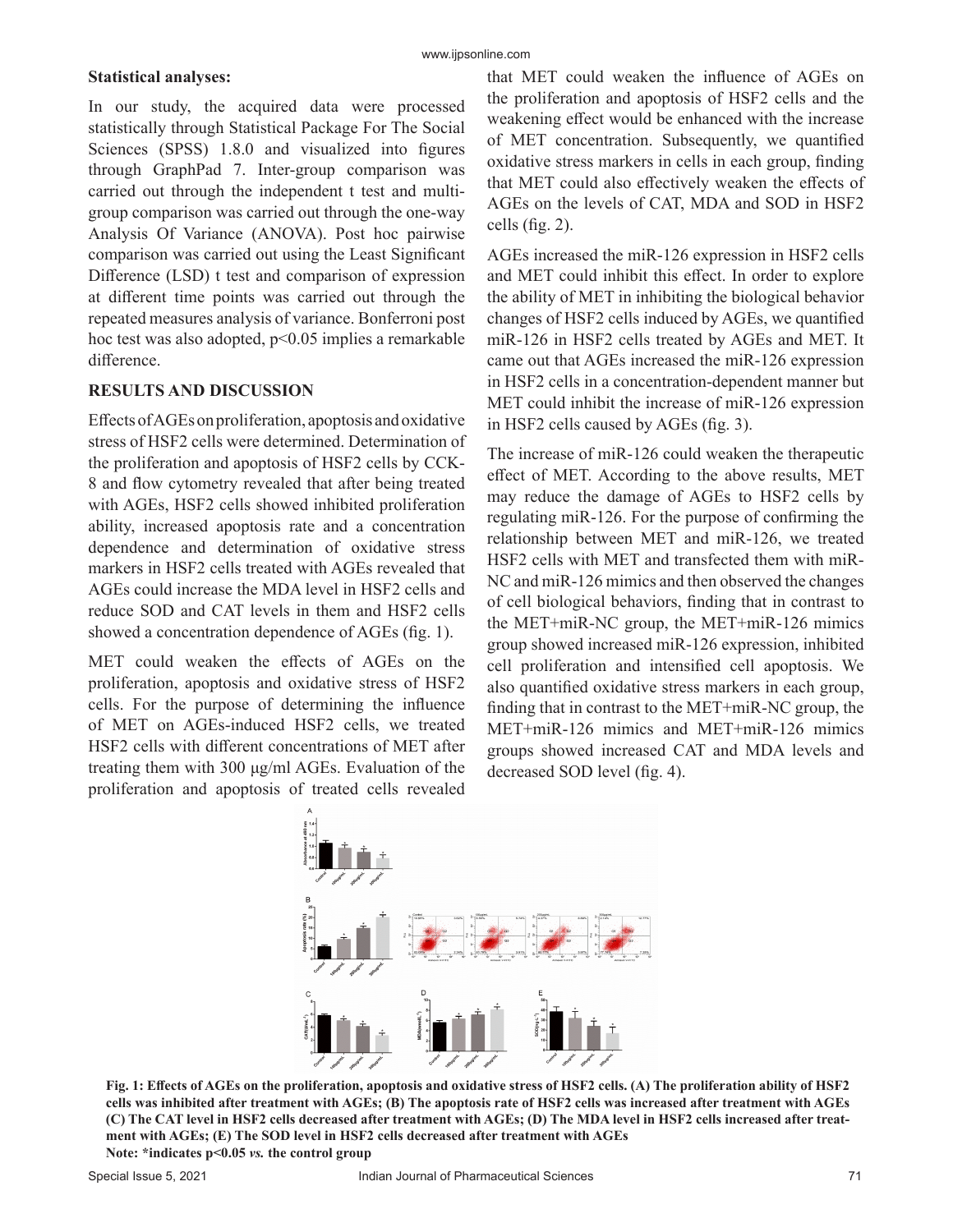**Statistical analyses:**

In our study, the acquired data were processed statistically through Statistical Package For The Social Sciences (SPSS) 1.8.0 and visualized into figures through GraphPad 7. Inter-group comparison was carried out through the independent t test and multi-group comparison was carried out through the one-way Analysis Of Variance (ANOVA). Post hoc pairwise comparison was carried out using the Least Significant Difference (LSD) t test and comparison of expression at different time points was carried out through the repeated measures analysis of variance. Bonferroni post hoc test was also adopted, $p<0.05$ implies a remarkable difference.

## RESULTS AND DISCUSSION

Effects of AGEs on proliferation, apoptosis and oxidative stress of HSF2 cells were determined. Determination of the proliferation and apoptosis of HSF2 cells by CCK-8 and flow cytometry revealed that after being treated with AGEs, HSF2 cells showed inhibited proliferation ability, increased apoptosis rate and a concentration dependence and determination of oxidative stress markers in HSF2 cells treated with AGEs revealed that AGEs could increase the MDA level in HSF2 cells and reduce SOD and CAT levels in them and HSF2 cells showed a concentration dependence of AGEs (fig. 1).

MET could weaken the effects of AGEs on the proliferation, apoptosis and oxidative stress of HSF2 cells. For the purpose of determining the influence of MET on AGEs-induced HSF2 cells, we treated HSF2 cells with different concentrations of MET after treating them with 300 μg/ml AGEs. Evaluation of the proliferation and apoptosis of treated cells revealed that MET could weaken the influence of AGEs on the proliferation and apoptosis of HSF2 cells and the weakening effect would be enhanced with the increase of MET concentration. Subsequently, we quantified oxidative stress markers in cells in each group, finding that MET could also effectively weaken the effects of AGEs on the levels of CAT, MDA and SOD in HSF2 cells (fig. 2).

AGEs increased the miR-126 expression in HSF2 cells and MET could inhibit this effect. In order to explore the ability of MET in inhibiting the biological behavior changes of HSF2 cells induced by AGEs, we quantified miR-126 in HSF2 cells treated by AGEs and MET. It came out that AGEs increased the miR-126 expression in HSF2 cells in a concentration-dependent manner but MET could inhibit the increase of miR-126 expression in HSF2 cells caused by AGEs (fig. 3).

The increase of miR-126 could weaken the therapeutic effect of MET. According to the above results, MET may reduce the damage of AGEs to HSF2 cells by regulating miR-126. For the purpose of confirming the relationship between MET and miR-126, we treated HSF2 cells with MET and transfected them with miR-NC and miR-126 mimics and then observed the changes of cell biological behaviors, finding that in contrast to the MET+miR-NC group, the MET+miR-126 mimics group showed increased miR-126 expression, inhibited cell proliferation and intensified cell apoptosis. We also quantified oxidative stress markers in each group, finding that in contrast to the MET+miR-NC group, the MET+miR-126 mimics and MET+miR-126 mimics groups showed increased CAT and MDA levels and decreased SOD level (fig. 4).

**Fig. 1: Effects of AGEs on the proliferation, apoptosis and oxidative stress of HSF2 cells. (A) The proliferation ability of HSF2 cells was inhibited after treatment with AGEs; (B) The apoptosis rate of HSF2 cells was increased after treatment with AGEs (C) The CAT level in HSF2 cells decreased after treatment with AGEs; (D) The MDA level in HSF2 cells increased after treatment with AGEs; (E) The SOD level in HSF2 cells decreased after treatment with AGEs**

**Note: *indicates p<0.05 *vs.* the control group**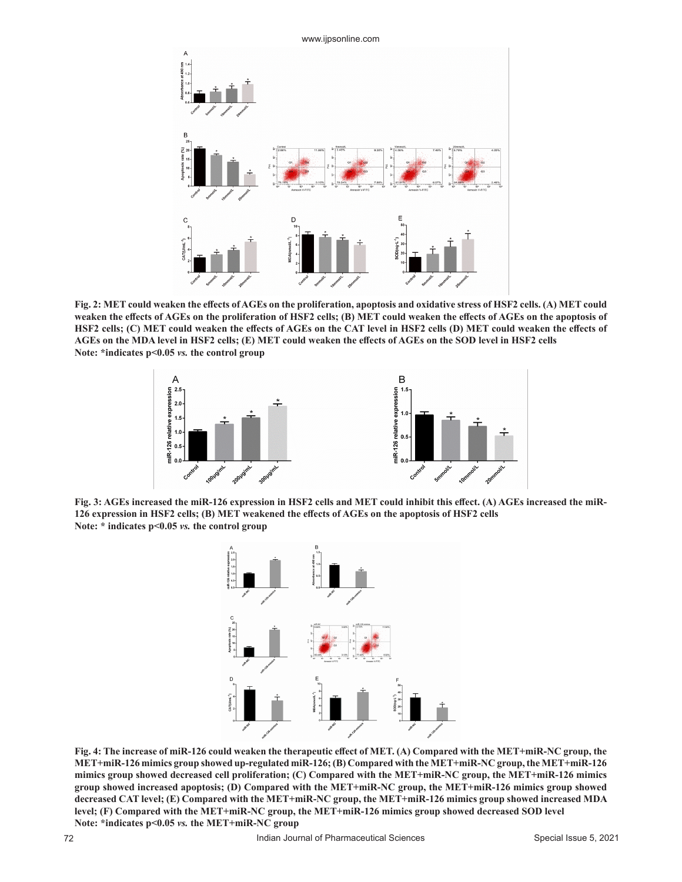**Fig. 2: MET could weaken the effects of AGEs on the proliferation, apoptosis and oxidative stress of HSF2 cells. (A) MET could weaken the effects of AGEs on the proliferation of HSF2 cells; (B) MET could weaken the effects of AGEs on the apoptosis of HSF2 cells; (C) MET could weaken the effects of AGEs on the CAT level in HSF2 cells (D) MET could weaken the effects of AGEs on the MDA level in HSF2 cells; (E) MET could weaken the effects of AGEs on the SOD level in HSF2 cells**
**Note: *indicates p<0.05 *vs.* the control group**

**Fig. 3: AGEs increased the miR-126 expression in HSF2 cells and MET could inhibit this effect. (A) AGEs increased the miR-126 expression in HSF2 cells; (B) MET weakened the effects of AGEs on the apoptosis of HSF2 cells**
**Note: * indicates p<0.05 *vs.* the control group**

**Fig. 4: The increase of miR-126 could weaken the therapeutic effect of MET. (A) Compared with the MET+miR-NC group, the MET+miR-126 mimics group showed up-regulated miR-126; (B) Compared with the MET+miR-NC group, the MET+miR-126 mimics group showed decreased cell proliferation; (C) Compared with the MET+miR-NC group, the MET+miR-126 mimics group showed increased apoptosis; (D) Compared with the MET+miR-NC group, the MET+miR-126 mimics group showed decreased CAT level; (E) Compared with the MET+miR-NC group, the MET+miR-126 mimics group showed increased MDA level; (F) Compared with the MET+miR-NC group, the MET+miR-126 mimics group showed decreased SOD level**
**Note: *indicates p<0.05 *vs.* the MET+miR-NC group**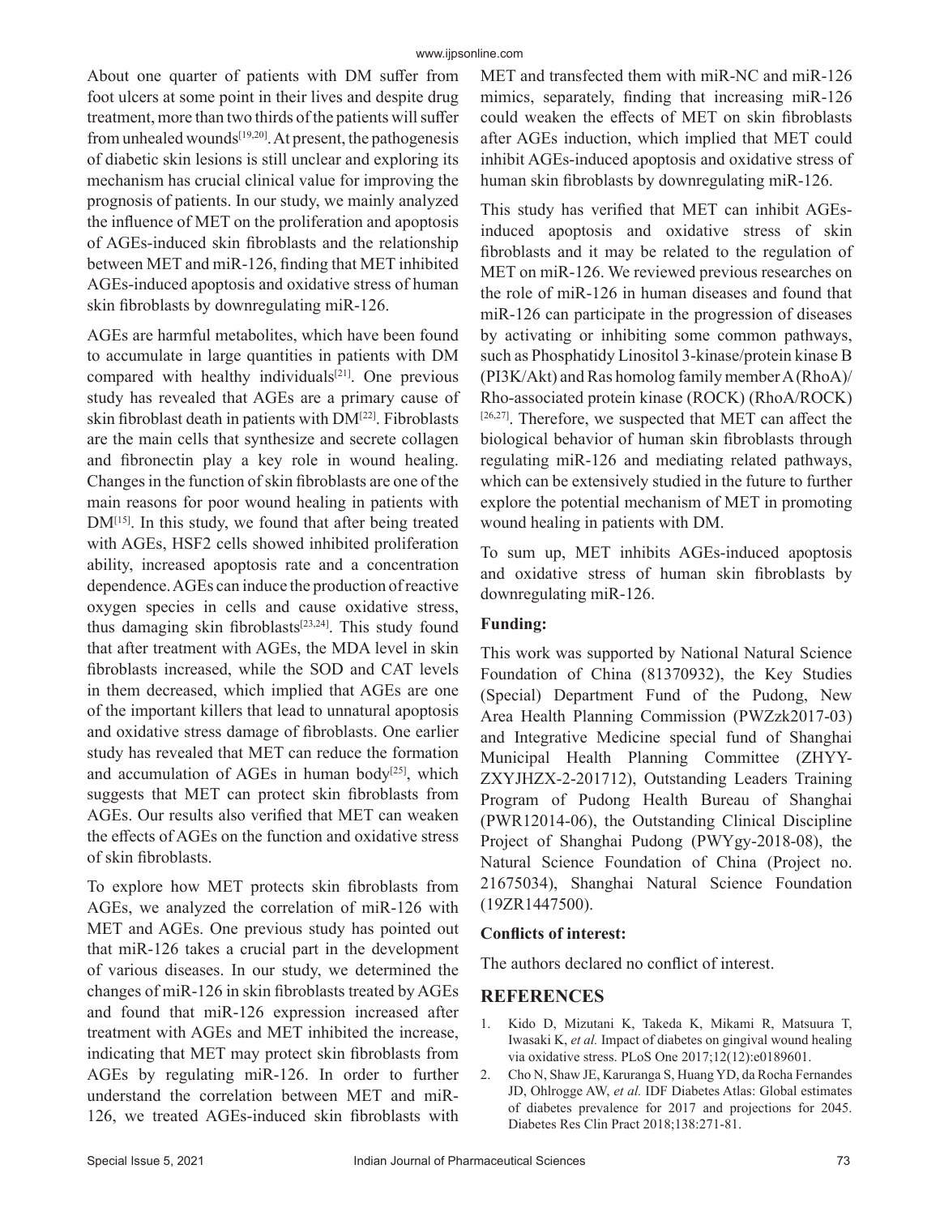About one quarter of patients with DM suffer from foot ulcers at some point in their lives and despite drug treatment, more than two thirds of the patients will suffer from unhealed wounds[19,20]. At present, the pathogenesis of diabetic skin lesions is still unclear and exploring its mechanism has crucial clinical value for improving the prognosis of patients. In our study, we mainly analyzed the influence of MET on the proliferation and apoptosis of AGEs-induced skin fibroblasts and the relationship between MET and miR-126, finding that MET inhibited AGEs-induced apoptosis and oxidative stress of human skin fibroblasts by downregulating miR-126.

AGEs are harmful metabolites, which have been found to accumulate in large quantities in patients with DM compared with healthy individuals[21]. One previous study has revealed that AGEs are a primary cause of skin fibroblast death in patients with DM[22]. Fibroblasts are the main cells that synthesize and secrete collagen and fibronectin play a key role in wound healing. Changes in the function of skin fibroblasts are one of the main reasons for poor wound healing in patients with DM[15]. In this study, we found that after being treated with AGEs, HSF2 cells showed inhibited proliferation ability, increased apoptosis rate and a concentration dependence. AGEs can induce the production of reactive oxygen species in cells and cause oxidative stress, thus damaging skin fibroblasts[23,24]. This study found that after treatment with AGEs, the MDA level in skin fibroblasts increased, while the SOD and CAT levels in them decreased, which implied that AGEs are one of the important killers that lead to unnatural apoptosis and oxidative stress damage of fibroblasts. One earlier study has revealed that MET can reduce the formation and accumulation of AGEs in human body[25], which suggests that MET can protect skin fibroblasts from AGEs. Our results also verified that MET can weaken the effects of AGEs on the function and oxidative stress of skin fibroblasts.

To explore how MET protects skin fibroblasts from AGEs, we analyzed the correlation of miR-126 with MET and AGEs. One previous study has pointed out that miR-126 takes a crucial part in the development of various diseases. In our study, we determined the changes of miR-126 in skin fibroblasts treated by AGEs and found that miR-126 expression increased after treatment with AGEs and MET inhibited the increase, indicating that MET may protect skin fibroblasts from AGEs by regulating miR-126. In order to further understand the correlation between MET and miR-126, we treated AGEs-induced skin fibroblasts with MET and transfected them with miR-NC and miR-126 mimics, separately, finding that increasing miR-126 could weaken the effects of MET on skin fibroblasts after AGEs induction, which implied that MET could inhibit AGEs-induced apoptosis and oxidative stress of human skin fibroblasts by downregulating miR-126.

This study has verified that MET can inhibit AGEs-induced apoptosis and oxidative stress of skin fibroblasts and it may be related to the regulation of MET on miR-126. We reviewed previous researches on the role of miR-126 in human diseases and found that miR-126 can participate in the progression of diseases by activating or inhibiting some common pathways, such as Phosphatidy Linositol 3-kinase/protein kinase B (PI3K/Akt) and Ras homolog family member A (RhoA)/Rho-associated protein kinase (ROCK) (RhoA/ROCK)[26,27]. Therefore, we suspected that MET can affect the biological behavior of human skin fibroblasts through regulating miR-126 and mediating related pathways, which can be extensively studied in the future to further explore the potential mechanism of MET in promoting wound healing in patients with DM.

To sum up, MET inhibits AGEs-induced apoptosis and oxidative stress of human skin fibroblasts by downregulating miR-126.

**Funding:**

This work was supported by National Natural Science Foundation of China (81370932), the Key Studies (Special) Department Fund of the Pudong, New Area Health Planning Commission (PWZzk2017-03) and Integrative Medicine special fund of Shanghai Municipal Health Planning Committee (ZHYY-ZXYJHZX-2-201712), Outstanding Leaders Training Program of Pudong Health Bureau of Shanghai (PWR12014-06), the Outstanding Clinical Discipline Project of Shanghai Pudong (PWYgy-2018-08), the Natural Science Foundation of China (Project no. 21675034), Shanghai Natural Science Foundation (19ZR1447500).

**Conflicts of interest:**

The authors declared no conflict of interest.

## REFERENCES

1. Kido D, Mizutani K, Takeda K, Mikami R, Matsuura T, Iwasaki K, *et al.* Impact of diabetes on gingival wound healing via oxidative stress. PLoS One 2017;12(12):e0189601.
2. Cho N, Shaw JE, Karuranga S, Huang YD, da Rocha Fernandes JD, Ohlrogge AW, *et al.* IDF Diabetes Atlas: Global estimates of diabetes prevalence for 2017 and projections for 2045. Diabetes Res Clin Pract 2018;138:271-81.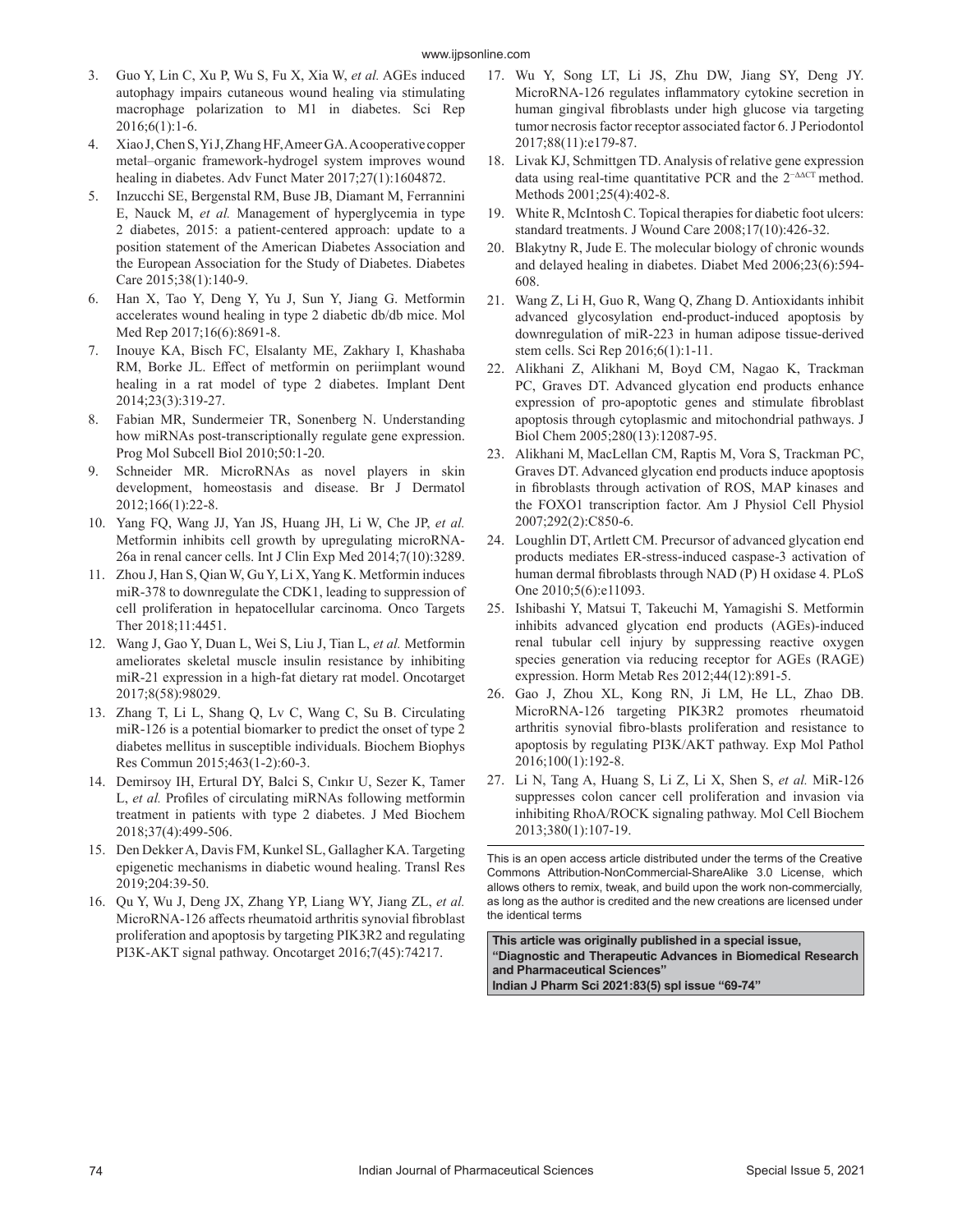3. Guo Y, Lin C, Xu P, Wu S, Fu X, Xia W, *et al.* AGEs induced autophagy impairs cutaneous wound healing via stimulating macrophage polarization to M1 in diabetes. Sci Rep 2016;6(1):1-6.
4. Xiao J, Chen S, Yi J, Zhang HF, Ameer GA. A cooperative copper metal–organic framework-hydrogel system improves wound healing in diabetes. Adv Funct Mater 2017;27(1):1604872.
5. Inzucchi SE, Bergenstal RM, Buse JB, Diamant M, Ferrannini E, Nauck M, *et al.* Management of hyperglycemia in type 2 diabetes, 2015: a patient-centered approach: update to a position statement of the American Diabetes Association and the European Association for the Study of Diabetes. Diabetes Care 2015;38(1):140-9.
6. Han X, Tao Y, Deng Y, Yu J, Sun Y, Jiang G. Metformin accelerates wound healing in type 2 diabetic db/db mice. Mol Med Rep 2017;16(6):8691-8.
7. Inouye KA, Bisch FC, Elsalanty ME, Zakhary I, Khashaba RM, Borke JL. Effect of metformin on periimplant wound healing in a rat model of type 2 diabetes. Implant Dent 2014;23(3):319-27.
8. Fabian MR, Sundermeier TR, Sonenberg N. Understanding how miRNAs post-transcriptionally regulate gene expression. Prog Mol Subcell Biol 2010;50:1-20.
9. Schneider MR. MicroRNAs as novel players in skin development, homeostasis and disease. Br J Dermatol 2012;166(1):22-8.
10. Yang FQ, Wang JJ, Yan JS, Huang JH, Li W, Che JP, *et al.* Metformin inhibits cell growth by upregulating microRNA-26a in renal cancer cells. Int J Clin Exp Med 2014;7(10):3289.
11. Zhou J, Han S, Qian W, Gu Y, Li X, Yang K. Metformin induces miR-378 to downregulate the CDK1, leading to suppression of cell proliferation in hepatocellular carcinoma. Onco Targets Ther 2018;11:4451.
12. Wang J, Gao Y, Duan L, Wei S, Liu J, Tian L, *et al.* Metformin ameliorates skeletal muscle insulin resistance by inhibiting miR-21 expression in a high-fat dietary rat model. Oncotarget 2017;8(58):98029.
13. Zhang T, Li L, Shang Q, Lv C, Wang C, Su B. Circulating miR-126 is a potential biomarker to predict the onset of type 2 diabetes mellitus in susceptible individuals. Biochem Biophys Res Commun 2015;463(1-2):60-3.
14. Demirsoy IH, Ertural DY, Balci S, Cınkır U, Sezer K, Tamer L, *et al.* Profiles of circulating miRNAs following metformin treatment in patients with type 2 diabetes. J Med Biochem 2018;37(4):499-506.
15. Den Dekker A, Davis FM, Kunkel SL, Gallagher KA. Targeting epigenetic mechanisms in diabetic wound healing. Transl Res 2019;204:39-50.
16. Qu Y, Wu J, Deng JX, Zhang YP, Liang WY, Jiang ZL, *et al.* MicroRNA-126 affects rheumatoid arthritis synovial fibroblast proliferation and apoptosis by targeting PIK3R2 and regulating PI3K-AKT signal pathway. Oncotarget 2016;7(45):74217.
17. Wu Y, Song LT, Li JS, Zhu DW, Jiang SY, Deng JY. MicroRNA-126 regulates inflammatory cytokine secretion in human gingival fibroblasts under high glucose via targeting tumor necrosis factor receptor associated factor 6. J Periodontol 2017;88(11):e179-87.
18. Livak KJ, Schmittgen TD. Analysis of relative gene expression data using real-time quantitative PCR and the $2^{-\Delta\Delta CT}$ method. Methods 2001;25(4):402-8.
19. White R, McIntosh C. Topical therapies for diabetic foot ulcers: standard treatments. J Wound Care 2008;17(10):426-32.
20. Blakytny R, Jude E. The molecular biology of chronic wounds and delayed healing in diabetes. Diabet Med 2006;23(6):594-608.
21. Wang Z, Li H, Guo R, Wang Q, Zhang D. Antioxidants inhibit advanced glycosylation end-product-induced apoptosis by downregulation of miR-223 in human adipose tissue-derived stem cells. Sci Rep 2016;6(1):1-11.
22. Alikhani Z, Alikhani M, Boyd CM, Nagao K, Trackman PC, Graves DT. Advanced glycation end products enhance expression of pro-apoptotic genes and stimulate fibroblast apoptosis through cytoplasmic and mitochondrial pathways. J Biol Chem 2005;280(13):12087-95.
23. Alikhani M, MacLellan CM, Raptis M, Vora S, Trackman PC, Graves DT. Advanced glycation end products induce apoptosis in fibroblasts through activation of ROS, MAP kinases and the FOXO1 transcription factor. Am J Physiol Cell Physiol 2007;292(2):C850-6.
24. Loughlin DT, Artlett CM. Precursor of advanced glycation end products mediates ER-stress-induced caspase-3 activation of human dermal fibroblasts through NAD (P) H oxidase 4. PLoS One 2010;5(6):e11093.
25. Ishibashi Y, Matsui T, Takeuchi M, Yamagishi S. Metformin inhibits advanced glycation end products (AGEs)-induced renal tubular cell injury by suppressing reactive oxygen species generation via reducing receptor for AGEs (RAGE) expression. Horm Metab Res 2012;44(12):891-5.
26. Gao J, Zhou XL, Kong RN, Ji LM, He LL, Zhao DB. MicroRNA-126 targeting PIK3R2 promotes rheumatoid arthritis synovial fibro-blasts proliferation and resistance to apoptosis by regulating PI3K/AKT pathway. Exp Mol Pathol 2016;100(1):192-8.
27. Li N, Tang A, Huang S, Li Z, Li X, Shen S, *et al.* MiR-126 suppresses colon cancer cell proliferation and invasion via inhibiting RhoA/ROCK signaling pathway. Mol Cell Biochem 2013;380(1):107-19.

This is an open access article distributed under the terms of the Creative Commons Attribution-NonCommercial-ShareAlike 3.0 License, which allows others to remix, tweak, and build upon the work non-commercially, as long as the author is credited and the new creations are licensed under the identical terms

**This article was originally published in a special issue, "Diagnostic and Therapeutic Advances in Biomedical Research and Pharmaceutical Sciences"**
**Indian J Pharm Sci 2021:83(5) spl issue "69-74"**